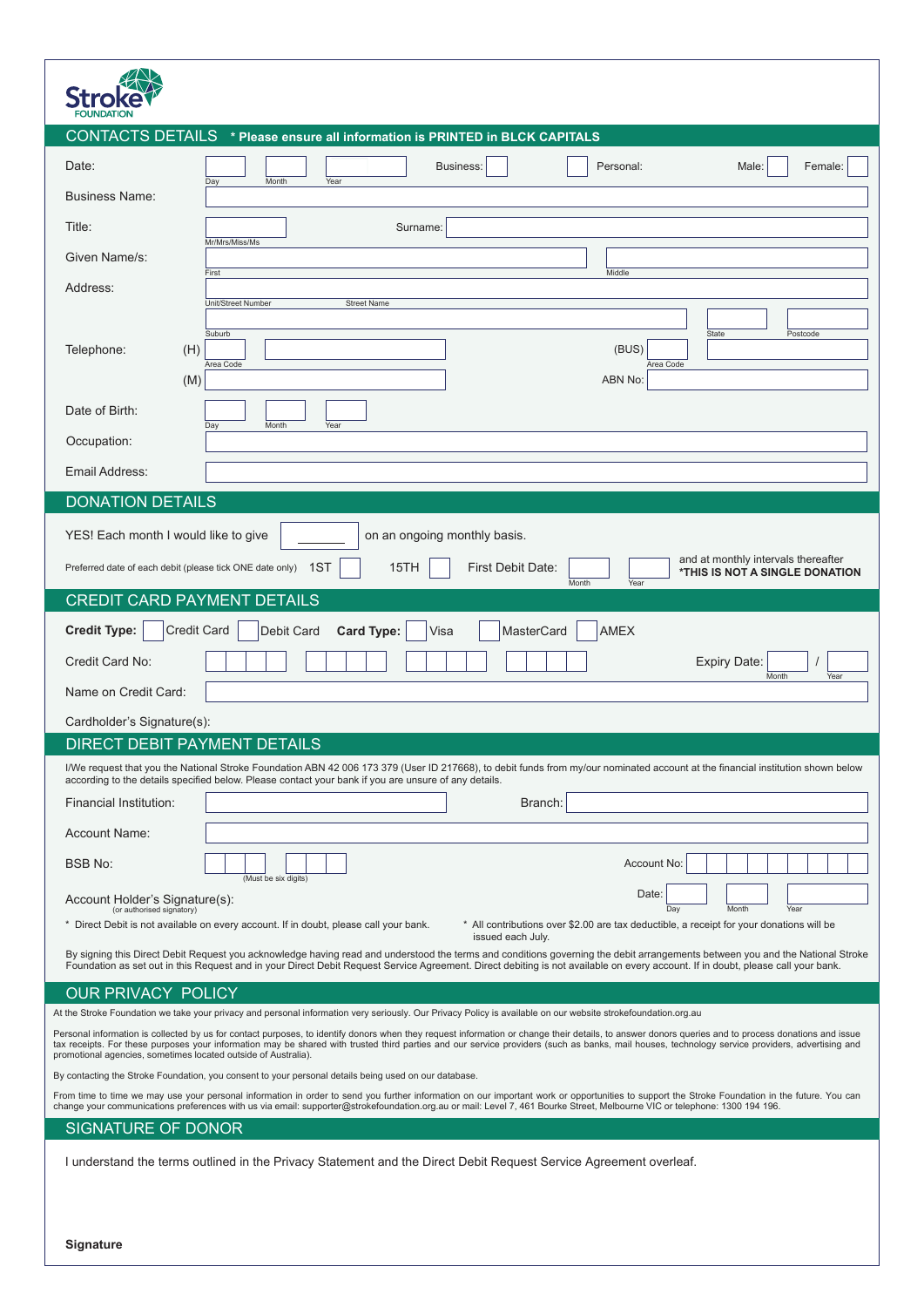Stroke FOUNDATION

## CONTACTS DETAILS

**\* Please ensure all information is PRINTED in BLCK CAPITALS**

Date: ______ Day ______ Month ______ Year    Business: ☐ ☐ Personal: ☐    Male: ☐ Female: ☐

Business Name: ______________________________

Title: ______ Mr/Mrs/Miss/Ms    Surname: ______________________________

Given Name/s: ______________ First    ______________ Middle

Address: ______________ Unit/Street Number    ______________ Street Name

______________ Suburb    ______ State    ______ Postcode

Telephone: (H) ______ Area Code ______________    (BUS) ______ Area Code ______________

(M) ______________    ABN No: ______________

Date of Birth: ______ Day ______ Month ______ Year

Occupation: ______________________________

Email Address: ______________________________

## DONATION DETAILS

YES! Each month I would like to give ______ on an ongoing monthly basis.

Preferred date of each debit (please tick ONE date only) 1ST ☐ 15TH ☐    First Debit Date: ______ Month ______ Year    and at monthly intervals thereafter **\*THIS IS NOT A SINGLE DONATION**

## CREDIT CARD PAYMENT DETAILS

**Credit Type:** ☐ Credit Card ☐ Debit Card    **Card Type:** ☐ Visa ☐ MasterCard ☐ AMEX

Credit Card No: ☐☐☐☐ ☐☐☐☐ ☐☐☐☐ ☐☐☐☐    Expiry Date: ______ Month / ______ Year

Name on Credit Card: ______________________________

Cardholder's Signature(s):

## DIRECT DEBIT PAYMENT DETAILS

I/We request that you the National Stroke Foundation ABN 42 006 173 379 (User ID 217668), to debit funds from my/our nominated account at the financial institution shown below according to the details specified below. Please contact your bank if you are unsure of any details.

Financial Institution: ______________    Branch: ______________

Account Name: ______________________________

BSB No: ☐☐☐ ☐☐☐ (Must be six digits)    Account No: ☐☐☐☐☐☐☐☐☐

Account Holder's Signature(s): (or authorised signatory)    Date: ______ Day ______ Month ______ Year

\* Direct Debit is not available on every account. If in doubt, please call your bank.

\* All contributions over $2.00 are tax deductible, a receipt for your donations will be issued each July.

By signing this Direct Debit Request you acknowledge having read and understood the terms and conditions governing the debit arrangements between you and the National Stroke Foundation as set out in this Request and in your Direct Debit Request Service Agreement. Direct debiting is not available on every account. If in doubt, please call your bank.

## OUR PRIVACY POLICY

At the Stroke Foundation we take your privacy and personal information very seriously. Our Privacy Policy is available on our website strokefoundation.org.au

Personal information is collected by us for contact purposes, to identify donors when they request information or change their details, to answer donors queries and to process donations and issue tax receipts. For these purposes your information may be shared with trusted third parties and our service providers (such as banks, mail houses, technology service providers, advertising and promotional agencies, sometimes located outside of Australia).

By contacting the Stroke Foundation, you consent to your personal details being used on our database.

From time to time we may use your personal information in order to send you further information on our important work or opportunities to support the Stroke Foundation in the future. You can change your communications preferences with us via email: supporter@strokefoundation.org.au or mail: Level 7, 461 Bourke Street, Melbourne VIC or telephone: 1300 194 196.

## SIGNATURE OF DONOR

I understand the terms outlined in the Privacy Statement and the Direct Debit Request Service Agreement overleaf.

**Signature**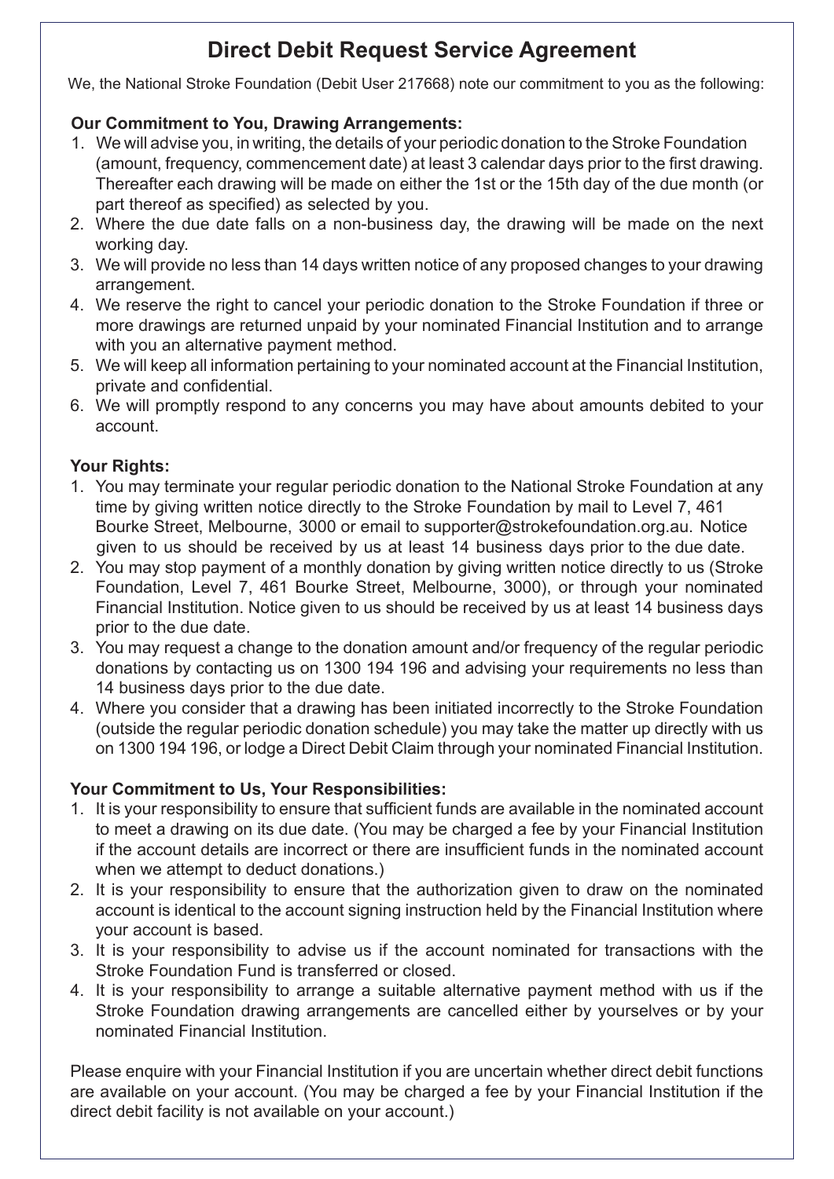# Direct Debit Request Service Agreement

We, the National Stroke Foundation (Debit User 217668) note our commitment to you as the following:

### Our Commitment to You, Drawing Arrangements:

1. We will advise you, in writing, the details of your periodic donation to the Stroke Foundation (amount, frequency, commencement date) at least 3 calendar days prior to the first drawing. Thereafter each drawing will be made on either the 1st or the 15th day of the due month (or part thereof as specified) as selected by you.
2. Where the due date falls on a non-business day, the drawing will be made on the next working day.
3. We will provide no less than 14 days written notice of any proposed changes to your drawing arrangement.
4. We reserve the right to cancel your periodic donation to the Stroke Foundation if three or more drawings are returned unpaid by your nominated Financial Institution and to arrange with you an alternative payment method.
5. We will keep all information pertaining to your nominated account at the Financial Institution, private and confidential.
6. We will promptly respond to any concerns you may have about amounts debited to your account.

### Your Rights:

1. You may terminate your regular periodic donation to the National Stroke Foundation at any time by giving written notice directly to the Stroke Foundation by mail to Level 7, 461 Bourke Street, Melbourne, 3000 or email to supporter@strokefoundation.org.au. Notice given to us should be received by us at least 14 business days prior to the due date.
2. You may stop payment of a monthly donation by giving written notice directly to us (Stroke Foundation, Level 7, 461 Bourke Street, Melbourne, 3000), or through your nominated Financial Institution. Notice given to us should be received by us at least 14 business days prior to the due date.
3. You may request a change to the donation amount and/or frequency of the regular periodic donations by contacting us on 1300 194 196 and advising your requirements no less than 14 business days prior to the due date.
4. Where you consider that a drawing has been initiated incorrectly to the Stroke Foundation (outside the regular periodic donation schedule) you may take the matter up directly with us on 1300 194 196, or lodge a Direct Debit Claim through your nominated Financial Institution.

### Your Commitment to Us, Your Responsibilities:

1. It is your responsibility to ensure that sufficient funds are available in the nominated account to meet a drawing on its due date. (You may be charged a fee by your Financial Institution if the account details are incorrect or there are insufficient funds in the nominated account when we attempt to deduct donations.)
2. It is your responsibility to ensure that the authorization given to draw on the nominated account is identical to the account signing instruction held by the Financial Institution where your account is based.
3. It is your responsibility to advise us if the account nominated for transactions with the Stroke Foundation Fund is transferred or closed.
4. It is your responsibility to arrange a suitable alternative payment method with us if the Stroke Foundation drawing arrangements are cancelled either by yourselves or by your nominated Financial Institution.

Please enquire with your Financial Institution if you are uncertain whether direct debit functions are available on your account. (You may be charged a fee by your Financial Institution if the direct debit facility is not available on your account.)